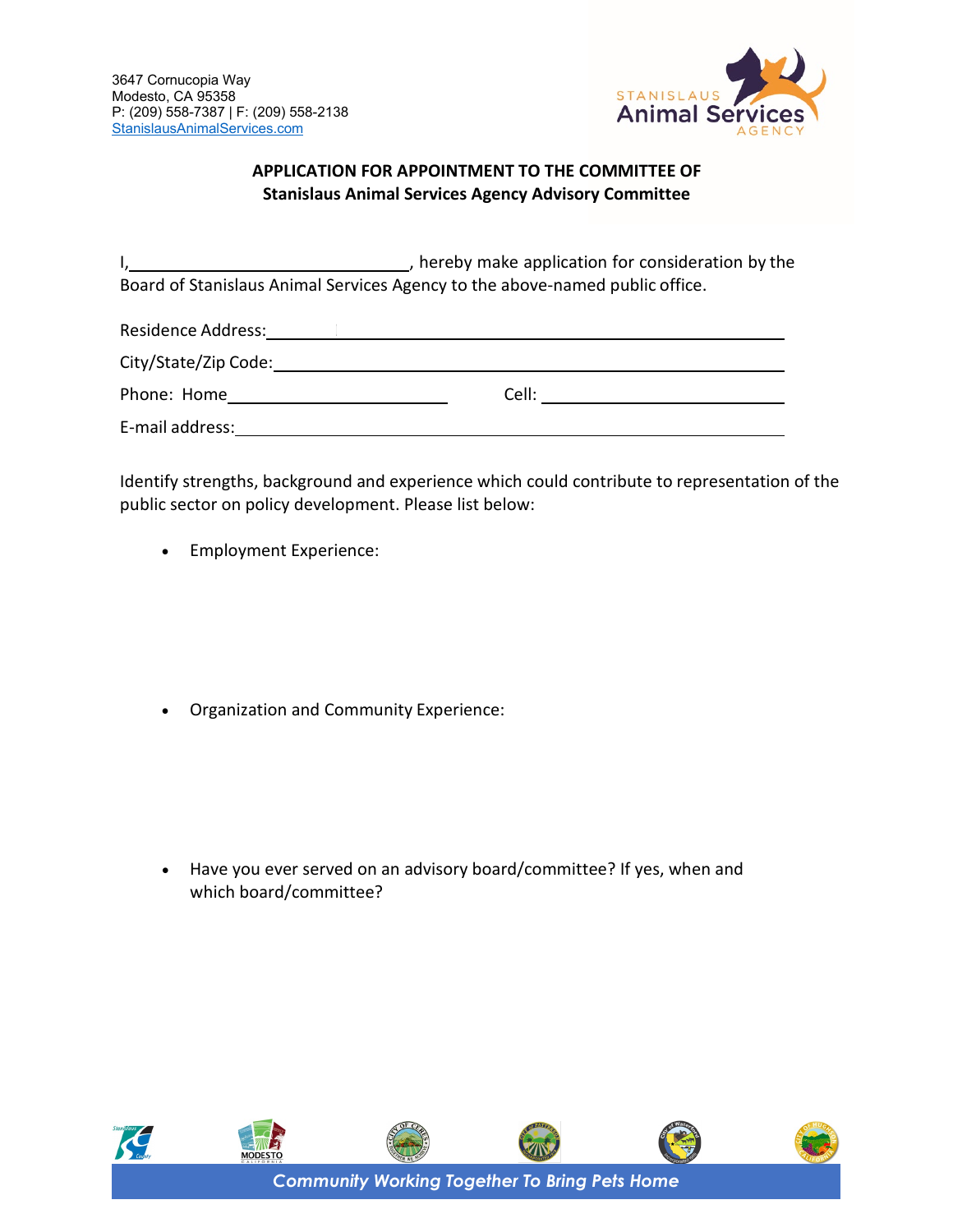3647 Cornucopia Way
Modesto, CA 95358
P: (209) 558-7387 | F: (209) 558-2138
StanislausAnimalServices.com

STANISLAUS
Animal Services
AGENCY

## APPLICATION FOR APPOINTMENT TO THE COMMITTEE OF
## Stanislaus Animal Services Agency Advisory Committee

I,______________________________, hereby make application for consideration by the Board of Stanislaus Animal Services Agency to the above-named public office.

Residence Address:______________________________________________________

City/State/Zip Code:_____________________________________________________

Phone: Home________________________ Cell: ________________________

E-mail address:__________________________________________________________

Identify strengths, background and experience which could contribute to representation of the public sector on policy development. Please list below:

- Employment Experience:

- Organization and Community Experience:

- Have you ever served on an advisory board/committee? If yes, when and which board/committee?

*Community Working Together To Bring Pets Home*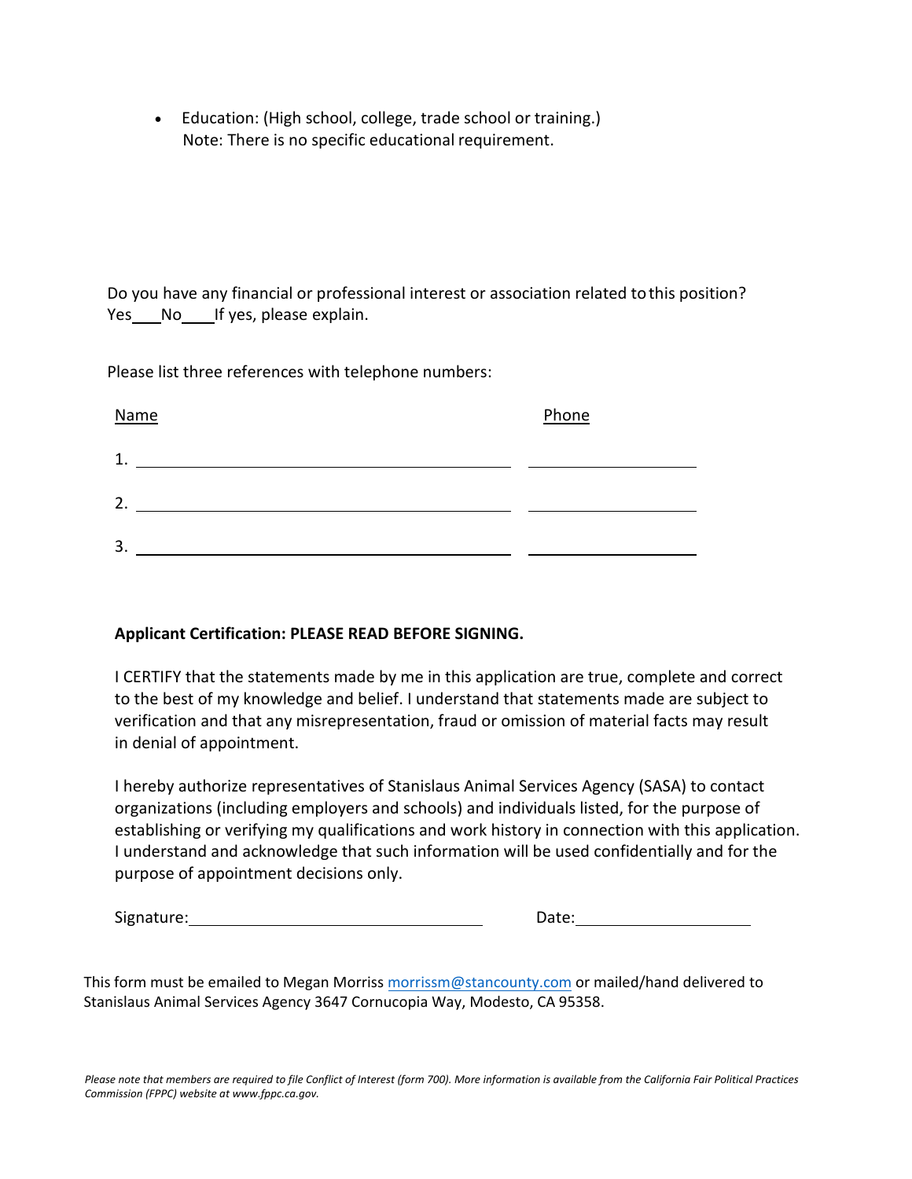- Education: (High school, college, trade school or training.)
  Note: There is no specific educational requirement.

Do you have any financial or professional interest or association related to this position?
Yes\_\_\_No\_\_\_If yes, please explain.

Please list three references with telephone numbers:

| Name | Phone |
|---|---|
| 1. | |
| 2. | |
| 3. | |

**Applicant Certification: PLEASE READ BEFORE SIGNING.**

I CERTIFY that the statements made by me in this application are true, complete and correct to the best of my knowledge and belief. I understand that statements made are subject to verification and that any misrepresentation, fraud or omission of material facts may result in denial of appointment.

I hereby authorize representatives of Stanislaus Animal Services Agency (SASA) to contact organizations (including employers and schools) and individuals listed, for the purpose of establishing or verifying my qualifications and work history in connection with this application. I understand and acknowledge that such information will be used confidentially and for the purpose of appointment decisions only.

Signature:\_\_\_\_\_\_\_\_\_\_\_\_\_\_\_\_\_\_\_\_ Date:\_\_\_\_\_\_\_\_\_\_\_\_

This form must be emailed to Megan Morriss morrissm@stancounty.com or mailed/hand delivered to Stanislaus Animal Services Agency 3647 Cornucopia Way, Modesto, CA 95358.

*Please note that members are required to file Conflict of Interest (form 700). More information is available from the California Fair Political Practices Commission (FPPC) website at www.fppc.ca.gov.*